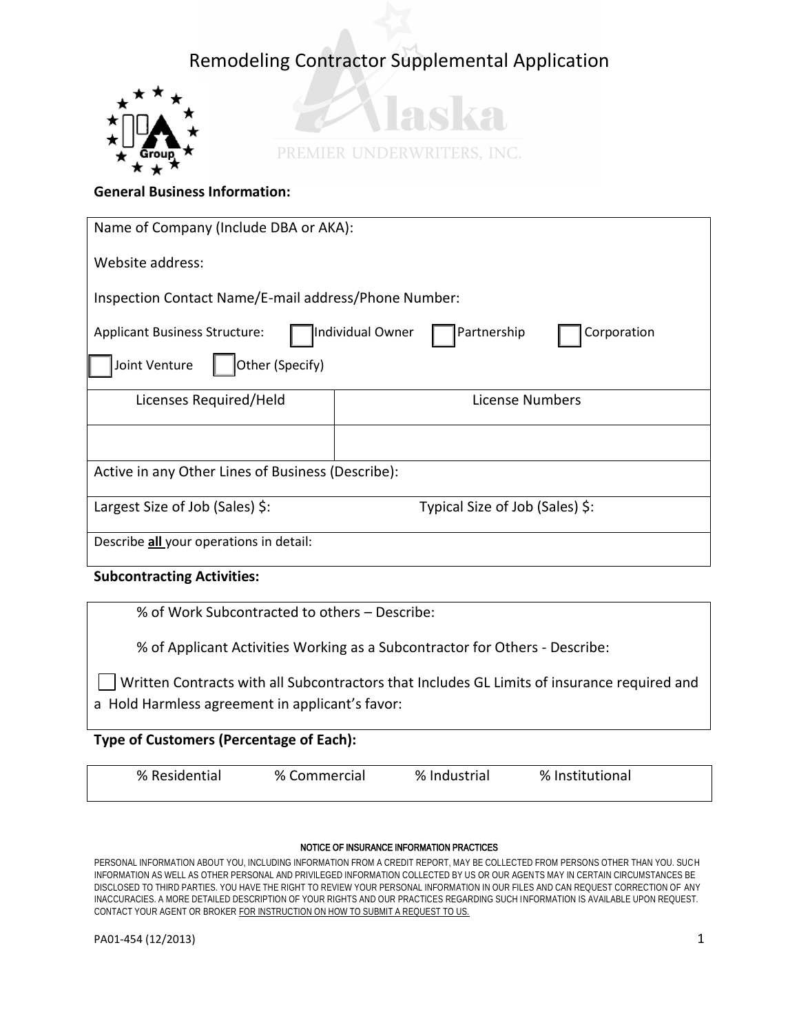# Remodeling Contractor Supplemental Application

Alaska PREMIER UNDERWRITERS, INC.

**General Business Information:**

Name of Company (Include DBA or AKA):

Website address:

Inspection Contact Name/E-mail address/Phone Number:

Applicant Business Structure: ☐ Individual Owner ☐ Partnership ☐ Corporation ☐ Joint Venture ☐ Other (Specify)

| Licenses Required/Held | License Numbers |
|---|---|
| | |

Active in any Other Lines of Business (Describe):

Largest Size of Job (Sales) $: Typical Size of Job (Sales) $:

Describe **all** your operations in detail:

**Subcontracting Activities:**

% of Work Subcontracted to others – Describe:

% of Applicant Activities Working as a Subcontractor for Others - Describe:

☐ Written Contracts with all Subcontractors that Includes GL Limits of insurance required and a Hold Harmless agreement in applicant's favor:

**Type of Customers (Percentage of Each):**

% Residential % Commercial % Industrial % Institutional

NOTICE OF INSURANCE INFORMATION PRACTICES

PERSONAL INFORMATION ABOUT YOU, INCLUDING INFORMATION FROM A CREDIT REPORT, MAY BE COLLECTED FROM PERSONS OTHER THAN YOU. SUCH INFORMATION AS WELL AS OTHER PERSONAL AND PRIVILEGED INFORMATION COLLECTED BY US OR OUR AGENTS MAY IN CERTAIN CIRCUMSTANCES BE DISCLOSED TO THIRD PARTIES. YOU HAVE THE RIGHT TO REVIEW YOUR PERSONAL INFORMATION IN OUR FILES AND CAN REQUEST CORRECTION OF ANY INACCURACIES. A MORE DETAILED DESCRIPTION OF YOUR RIGHTS AND OUR PRACTICES REGARDING SUCH INFORMATION IS AVAILABLE UPON REQUEST. CONTACT YOUR AGENT OR BROKER FOR INSTRUCTION ON HOW TO SUBMIT A REQUEST TO US.

PA01-454 (12/2013)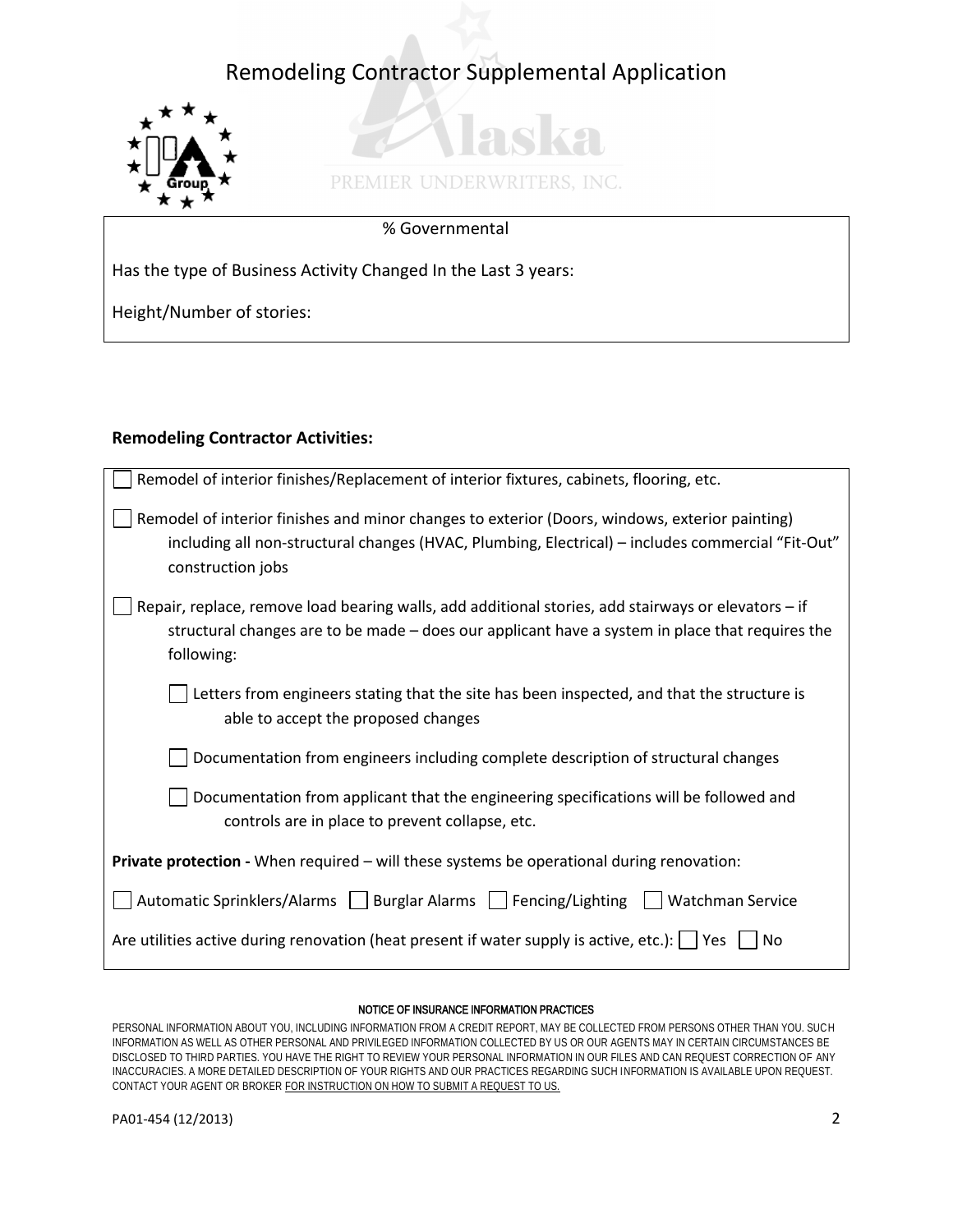# Remodeling Contractor Supplemental Application

Alaska

PREMIER UNDERWRITERS, INC.

% Governmental

Has the type of Business Activity Changed In the Last 3 years:

Height/Number of stories:

**Remodeling Contractor Activities:**

- ☐ Remodel of interior finishes/Replacement of interior fixtures, cabinets, flooring, etc.
- ☐ Remodel of interior finishes and minor changes to exterior (Doors, windows, exterior painting) including all non-structural changes (HVAC, Plumbing, Electrical) – includes commercial "Fit-Out" construction jobs
- ☐ Repair, replace, remove load bearing walls, add additional stories, add stairways or elevators – if structural changes are to be made – does our applicant have a system in place that requires the following:
  - ☐ Letters from engineers stating that the site has been inspected, and that the structure is able to accept the proposed changes
  - ☐ Documentation from engineers including complete description of structural changes
  - ☐ Documentation from applicant that the engineering specifications will be followed and controls are in place to prevent collapse, etc.

**Private protection -** When required – will these systems be operational during renovation:

☐ Automatic Sprinklers/Alarms ☐ Burglar Alarms ☐ Fencing/Lighting ☐ Watchman Service

Are utilities active during renovation (heat present if water supply is active, etc.): ☐ Yes ☐ No

NOTICE OF INSURANCE INFORMATION PRACTICES

PERSONAL INFORMATION ABOUT YOU, INCLUDING INFORMATION FROM A CREDIT REPORT, MAY BE COLLECTED FROM PERSONS OTHER THAN YOU. SUCH INFORMATION AS WELL AS OTHER PERSONAL AND PRIVILEGED INFORMATION COLLECTED BY US OR OUR AGENTS MAY IN CERTAIN CIRCUMSTANCES BE DISCLOSED TO THIRD PARTIES. YOU HAVE THE RIGHT TO REVIEW YOUR PERSONAL INFORMATION IN OUR FILES AND CAN REQUEST CORRECTION OF ANY INACCURACIES. A MORE DETAILED DESCRIPTION OF YOUR RIGHTS AND OUR PRACTICES REGARDING SUCH INFORMATION IS AVAILABLE UPON REQUEST. CONTACT YOUR AGENT OR BROKER FOR INSTRUCTION ON HOW TO SUBMIT A REQUEST TO US.

PA01-454 (12/2013)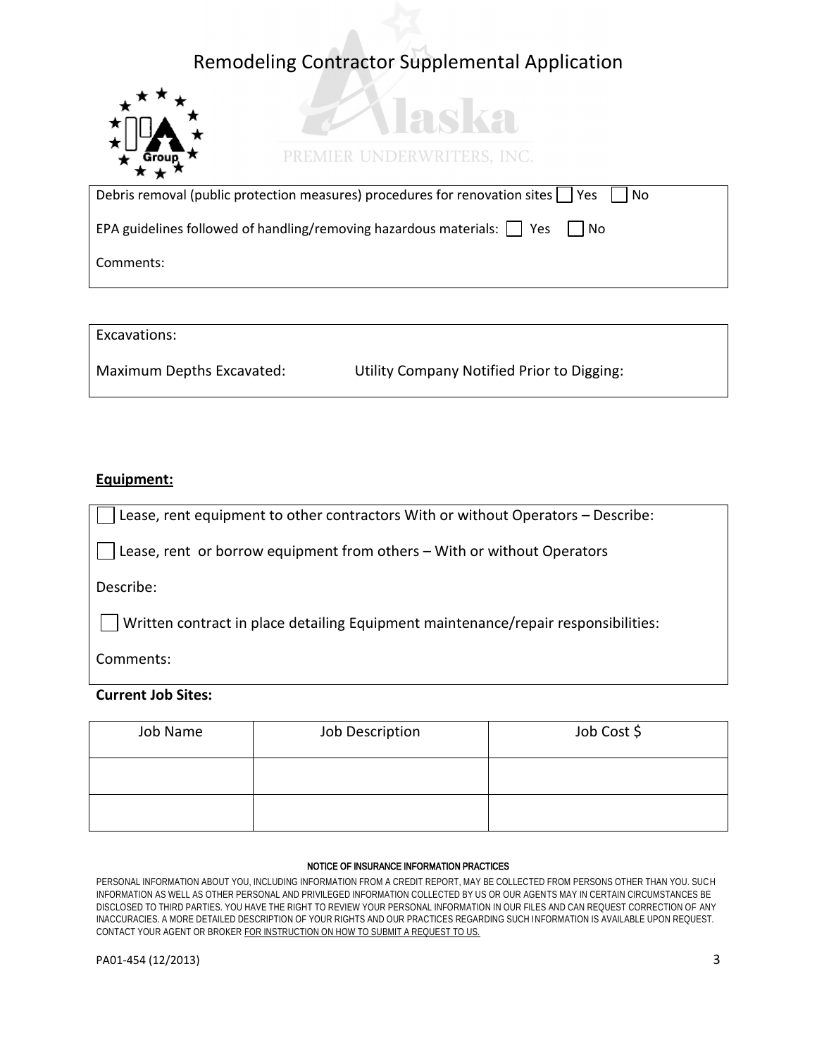# Remodeling Contractor Supplemental Application

Debris removal (public protection measures) procedures for renovation sites ☐ Yes ☐ No

EPA guidelines followed of handling/removing hazardous materials: ☐ Yes ☐ No

Comments:

Excavations:

Maximum Depths Excavated: Utility Company Notified Prior to Digging:

**Equipment:**

☐ Lease, rent equipment to other contractors With or without Operators – Describe:

☐ Lease, rent or borrow equipment from others – With or without Operators

Describe:

☐ Written contract in place detailing Equipment maintenance/repair responsibilities:

Comments:

**Current Job Sites:**

| Job Name | Job Description | Job Cost $ |
|---|---|---|
| | | |
| | | |

NOTICE OF INSURANCE INFORMATION PRACTICES

PERSONAL INFORMATION ABOUT YOU, INCLUDING INFORMATION FROM A CREDIT REPORT, MAY BE COLLECTED FROM PERSONS OTHER THAN YOU. SUCH INFORMATION AS WELL AS OTHER PERSONAL AND PRIVILEGED INFORMATION COLLECTED BY US OR OUR AGENTS MAY IN CERTAIN CIRCUMSTANCES BE DISCLOSED TO THIRD PARTIES. YOU HAVE THE RIGHT TO REVIEW YOUR PERSONAL INFORMATION IN OUR FILES AND CAN REQUEST CORRECTION OF ANY INACCURACIES. A MORE DETAILED DESCRIPTION OF YOUR RIGHTS AND OUR PRACTICES REGARDING SUCH INFORMATION IS AVAILABLE UPON REQUEST. CONTACT YOUR AGENT OR BROKER FOR INSTRUCTION ON HOW TO SUBMIT A REQUEST TO US.

PA01-454 (12/2013)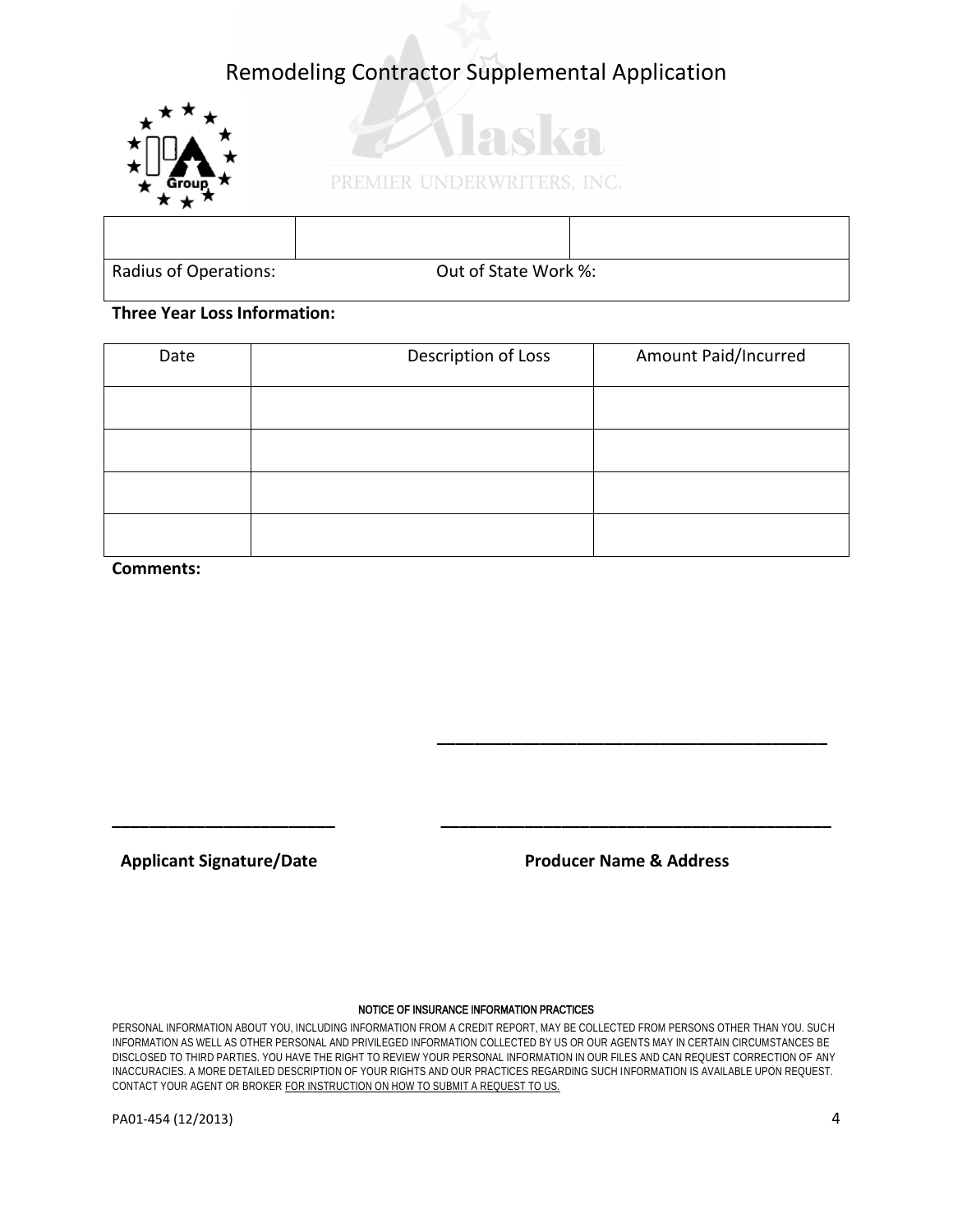# Remodeling Contractor Supplemental Application

PREMIER UNDERWRITERS, INC.

| | | |
|---|---|---|
| | | |
| Radius of Operations: | Out of State Work %: | |

**Three Year Loss Information:**

| Date | Description of Loss | Amount Paid/Incurred |
|---|---|---|
| | | |
| | | |
| | | |
| | | |

**Comments:**

\_\_\_\_\_\_\_\_\_\_\_\_\_\_\_\_\_\_\_\_\_\_\_\_\_\_\_\_\_\_\_\_\_\_\_\_\_\_\_\_\_\_\_\_

\_\_\_\_\_\_\_\_\_\_\_\_\_\_\_\_\_\_\_\_\_\_\_\_\_\_ \_\_\_\_\_\_\_\_\_\_\_\_\_\_\_\_\_\_\_\_\_\_\_\_\_\_\_\_\_\_\_\_\_\_\_\_\_\_\_\_\_\_\_\_

**Applicant Signature/Date** **Producer Name & Address**

NOTICE OF INSURANCE INFORMATION PRACTICES

PERSONAL INFORMATION ABOUT YOU, INCLUDING INFORMATION FROM A CREDIT REPORT, MAY BE COLLECTED FROM PERSONS OTHER THAN YOU. SUCH INFORMATION AS WELL AS OTHER PERSONAL AND PRIVILEGED INFORMATION COLLECTED BY US OR OUR AGENTS MAY IN CERTAIN CIRCUMSTANCES BE DISCLOSED TO THIRD PARTIES. YOU HAVE THE RIGHT TO REVIEW YOUR PERSONAL INFORMATION IN OUR FILES AND CAN REQUEST CORRECTION OF ANY INACCURACIES. A MORE DETAILED DESCRIPTION OF YOUR RIGHTS AND OUR PRACTICES REGARDING SUCH INFORMATION IS AVAILABLE UPON REQUEST. CONTACT YOUR AGENT OR BROKER FOR INSTRUCTION ON HOW TO SUBMIT A REQUEST TO US.

PA01-454 (12/2013)